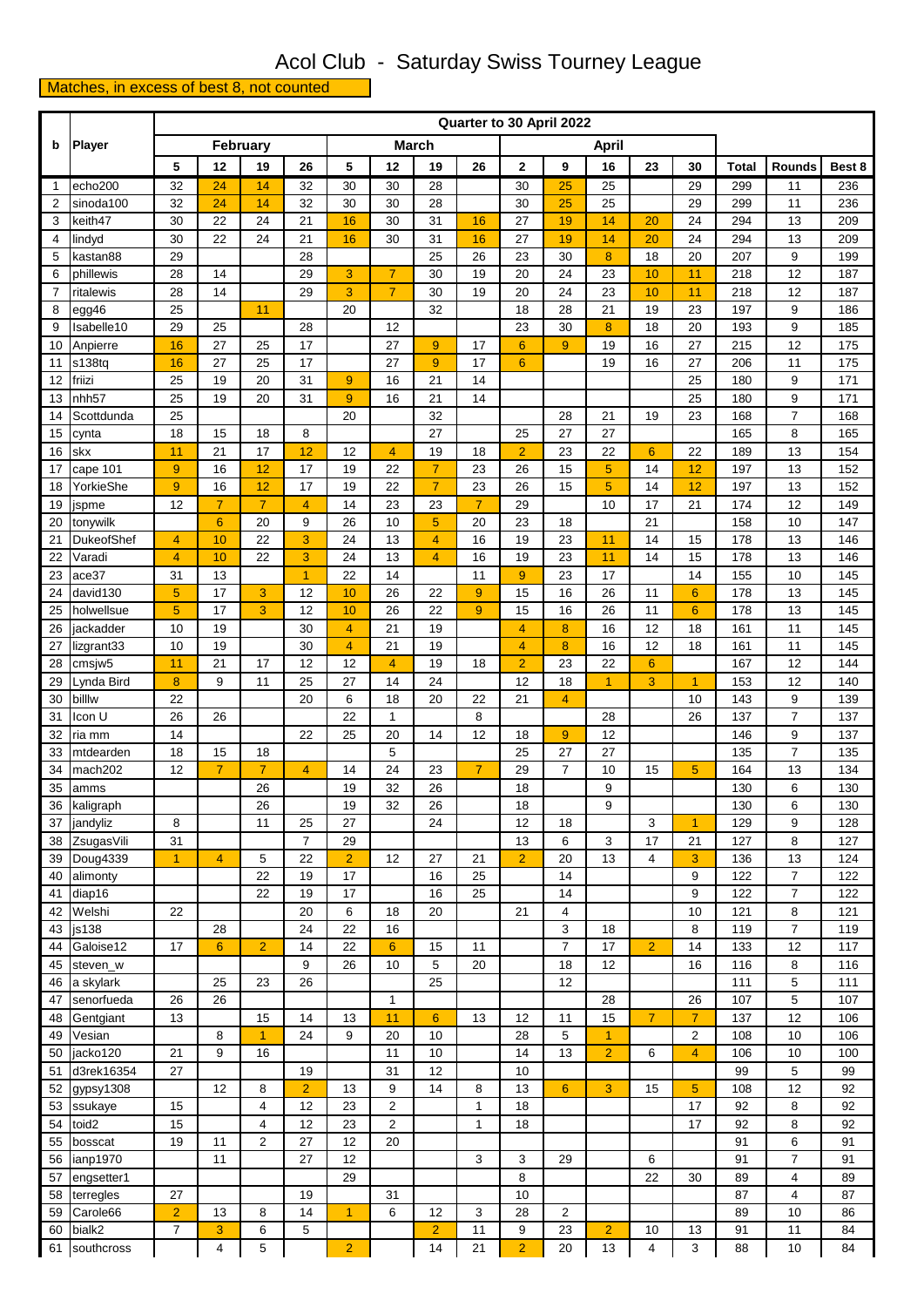# Acol Club - Saturday Swiss Tourney League

Matches, in excess of best 8, not counted

| b | Player | Quarter to 30 April 2022 | | | | | | | | | | | | | | | |
|---|---|---|---|---|---|---|---|---|---|---|---|---|---|---|---|---|---|
| | | February | | | | March | | | | April | | | | | | | |
| | | 5 | 12 | 19 | 26 | 5 | 12 | 19 | 26 | 2 | 9 | 16 | 23 | 30 | Total | Rounds | Best 8 |
| 1 | echo200 | 32 | 24 | 14 | 32 | 30 | 30 | 28 | | 30 | 25 | 25 | | 29 | 299 | 11 | 236 |
| 2 | sinoda100 | 32 | 24 | 14 | 32 | 30 | 30 | 28 | | 30 | 25 | 25 | | 29 | 299 | 11 | 236 |
| 3 | keith47 | 30 | 22 | 24 | 21 | 16 | 30 | 31 | 16 | 27 | 19 | 14 | 20 | 24 | 294 | 13 | 209 |
| 4 | lindyd | 30 | 22 | 24 | 21 | 16 | 30 | 31 | 16 | 27 | 19 | 14 | 20 | 24 | 294 | 13 | 209 |
| 5 | kastan88 | 29 | | | 28 | | | 25 | 26 | 23 | 30 | 8 | 18 | 20 | 207 | 9 | 199 |
| 6 | phillewis | 28 | 14 | | 29 | 3 | 7 | 30 | 19 | 20 | 24 | 23 | 10 | 11 | 218 | 12 | 187 |
| 7 | ritalewis | 28 | 14 | | 29 | 3 | 7 | 30 | 19 | 20 | 24 | 23 | 10 | 11 | 218 | 12 | 187 |
| 8 | egg46 | 25 | | 11 | | 20 | | 32 | | 18 | 28 | 21 | 19 | 23 | 197 | 9 | 186 |
| 9 | Isabelle10 | 29 | 25 | | 28 | | 12 | | | 23 | 30 | 8 | 18 | 20 | 193 | 9 | 185 |
| 10 | Anpierre | 16 | 27 | 25 | 17 | | 27 | 9 | 17 | 6 | 9 | 19 | 16 | 27 | 215 | 12 | 175 |
| 11 | s138tq | 16 | 27 | 25 | 17 | | 27 | 9 | 17 | 6 | | 19 | 16 | 27 | 206 | 11 | 175 |
| 12 | friizi | 25 | 19 | 20 | 31 | 9 | 16 | 21 | 14 | | | | | 25 | 180 | 9 | 171 |
| 13 | nhh57 | 25 | 19 | 20 | 31 | 9 | 16 | 21 | 14 | | | | | 25 | 180 | 9 | 171 |
| 14 | Scottdunda | 25 | | | | 20 | | 32 | | | 28 | 21 | 19 | 23 | 168 | 7 | 168 |
| 15 | cynta | 18 | 15 | 18 | 8 | | | 27 | | 25 | 27 | 27 | | | 165 | 8 | 165 |
| 16 | skx | 11 | 21 | 17 | 12 | 12 | 4 | 19 | 18 | 2 | 23 | 22 | 6 | 22 | 189 | 13 | 154 |
| 17 | cape 101 | 9 | 16 | 12 | 17 | 19 | 22 | 7 | 23 | 26 | 15 | 5 | 14 | 12 | 197 | 13 | 152 |
| 18 | YorkieShe | 9 | 16 | 12 | 17 | 19 | 22 | 7 | 23 | 26 | 15 | 5 | 14 | 12 | 197 | 13 | 152 |
| 19 | jspme | 12 | 7 | 7 | 4 | 14 | 23 | 23 | 7 | 29 | | 10 | 17 | 21 | 174 | 12 | 149 |
| 20 | tonywilk | | 6 | 20 | 9 | 26 | 10 | 5 | 20 | 23 | 18 | | 21 | | 158 | 10 | 147 |
| 21 | DukeofShef | 4 | 10 | 22 | 3 | 24 | 13 | 4 | 16 | 19 | 23 | 11 | 14 | 15 | 178 | 13 | 146 |
| 22 | Varadi | 4 | 10 | 22 | 3 | 24 | 13 | 4 | 16 | 19 | 23 | 11 | 14 | 15 | 178 | 13 | 146 |
| 23 | ace37 | 31 | 13 | | 1 | 22 | 14 | | 11 | 9 | 23 | 17 | | 14 | 155 | 10 | 145 |
| 24 | david130 | 5 | 17 | 3 | 12 | 10 | 26 | 22 | 9 | 15 | 16 | 26 | 11 | 6 | 178 | 13 | 145 |
| 25 | holwellsue | 5 | 17 | 3 | 12 | 10 | 26 | 22 | 9 | 15 | 16 | 26 | 11 | 6 | 178 | 13 | 145 |
| 26 | jackadder | 10 | 19 | | 30 | 4 | 21 | 19 | | 4 | 8 | 16 | 12 | 18 | 161 | 11 | 145 |
| 27 | lizgrant33 | 10 | 19 | | 30 | 4 | 21 | 19 | | 4 | 8 | 16 | 12 | 18 | 161 | 11 | 145 |
| 28 | cmsjw5 | 11 | 21 | 17 | 12 | 12 | 4 | 19 | 18 | 2 | 23 | 22 | 6 | | 167 | 12 | 144 |
| 29 | Lynda Bird | 8 | 9 | 11 | 25 | 27 | 14 | 24 | | 12 | 18 | 1 | 3 | 1 | 153 | 12 | 140 |
| 30 | billlw | 22 | | | 20 | 6 | 18 | 20 | 22 | 21 | 4 | | | 10 | 143 | 9 | 139 |
| 31 | Icon U | 26 | 26 | | | 22 | 1 | | 8 | | | 28 | | 26 | 137 | 7 | 137 |
| 32 | ria mm | 14 | | | 22 | 25 | 20 | 14 | 12 | 18 | 9 | 12 | | | 146 | 9 | 137 |
| 33 | mtdearden | 18 | 15 | 18 | | | 5 | | | 25 | 27 | 27 | | | 135 | 7 | 135 |
| 34 | mach202 | 12 | 7 | 7 | 4 | 14 | 24 | 23 | 7 | 29 | 7 | 10 | 15 | 5 | 164 | 13 | 134 |
| 35 | amms | | | 26 | | 19 | 32 | 26 | | 18 | | 9 | | | 130 | 6 | 130 |
| 36 | kaligraph | | | 26 | | 19 | 32 | 26 | | 18 | | 9 | | | 130 | 6 | 130 |
| 37 | jandyliz | 8 | | 11 | 25 | 27 | | 24 | | 12 | 18 | | 3 | 1 | 129 | 9 | 128 |
| 38 | ZsugasVili | 31 | | | 7 | 29 | | | | 13 | 6 | 3 | 17 | 21 | 127 | 8 | 127 |
| 39 | Doug4339 | 1 | 4 | 5 | 22 | 2 | 12 | 27 | 21 | 2 | 20 | 13 | 4 | 3 | 136 | 13 | 124 |
| 40 | alimonty | | | 22 | 19 | 17 | | 16 | 25 | | 14 | | | 9 | 122 | 7 | 122 |
| 41 | diap16 | | | 22 | 19 | 17 | | 16 | 25 | | 14 | | | 9 | 122 | 7 | 122 |
| 42 | Welshi | 22 | | | 20 | 6 | 18 | 20 | | 21 | 4 | | | 10 | 121 | 8 | 121 |
| 43 | js138 | | 28 | | 24 | 22 | 16 | | | | 3 | 18 | | 8 | 119 | 7 | 119 |
| 44 | Galoise12 | 17 | 6 | 2 | 14 | 22 | 6 | 15 | 11 | | 7 | 17 | 2 | 14 | 133 | 12 | 117 |
| 45 | steven_w | | | | 9 | 26 | 10 | 5 | 20 | | 18 | 12 | | 16 | 116 | 8 | 116 |
| 46 | a skylark | | 25 | 23 | 26 | | | 25 | | | 12 | | | | 111 | 5 | 111 |
| 47 | senorfueda | 26 | 26 | | | | 1 | | | | | 28 | | 26 | 107 | 5 | 107 |
| 48 | Gentgiant | 13 | | 15 | 14 | 13 | 11 | 6 | 13 | 12 | 11 | 15 | 7 | 7 | 137 | 12 | 106 |
| 49 | Vesian | | 8 | 1 | 24 | 9 | 20 | 10 | | 28 | 5 | 1 | | 2 | 108 | 10 | 106 |
| 50 | jacko120 | 21 | 9 | 16 | | | 11 | 10 | | 14 | 13 | 2 | 6 | 4 | 106 | 10 | 100 |
| 51 | d3rek16354 | 27 | | | 19 | | 31 | 12 | | 10 | | | | | 99 | 5 | 99 |
| 52 | gypsy1308 | | 12 | 8 | 2 | 13 | 9 | 14 | 8 | 13 | 6 | 3 | 15 | 5 | 108 | 12 | 92 |
| 53 | ssukaye | 15 | | 4 | 12 | 23 | 2 | | 1 | 18 | | | | 17 | 92 | 8 | 92 |
| 54 | toid2 | 15 | | 4 | 12 | 23 | 2 | | 1 | 18 | | | | 17 | 92 | 8 | 92 |
| 55 | bosscat | 19 | 11 | 2 | 27 | 12 | 20 | | | | | | | | 91 | 6 | 91 |
| 56 | ianp1970 | | 11 | | 27 | 12 | | | 3 | 3 | 29 | | 6 | | 91 | 7 | 91 |
| 57 | engsetter1 | | | | | 29 | | | | 8 | | | 22 | 30 | 89 | 4 | 89 |
| 58 | terregles | 27 | | | 19 | | 31 | | | 10 | | | | | 87 | 4 | 87 |
| 59 | Carole66 | 2 | 13 | 8 | 14 | 1 | 6 | 12 | 3 | 28 | 2 | | | | 89 | 10 | 86 |
| 60 | bialk2 | 7 | 3 | 6 | 5 | | | 2 | 11 | 9 | 23 | 2 | 10 | 13 | 91 | 11 | 84 |
| 61 | southcross | | 4 | 5 | | 2 | | 14 | 21 | 2 | 20 | 13 | 4 | 3 | 88 | 10 | 84 |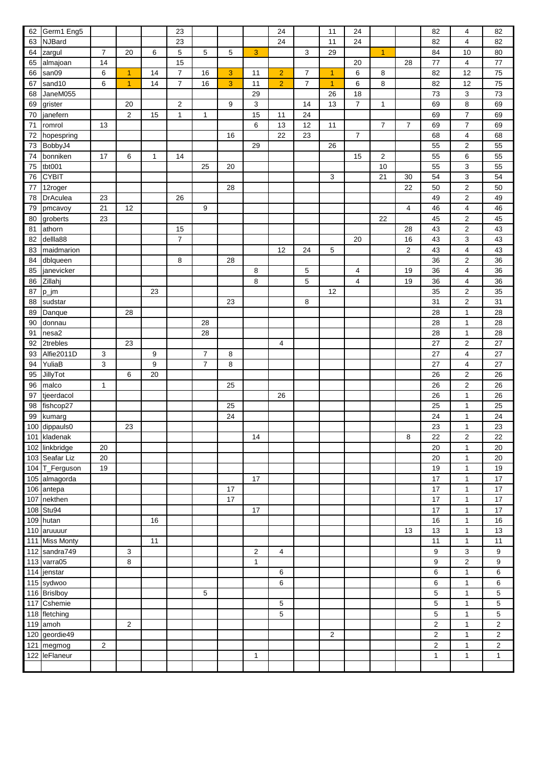| | | | | | | | | | | | | | | | | | |
|---|---|---|---|---|---|---|---|---|---|---|---|---|---|---|---|---|---|
| 62 | Germ1 Eng5 | | | | 23 | | | | 24 | | 11 | 24 | | | 82 | 4 | 82 |
| 63 | NJBard | | | | 23 | | | | 24 | | 11 | 24 | | | 82 | 4 | 82 |
| 64 | zargul | 7 | 20 | 6 | 5 | 5 | 5 | 3 | | 3 | 29 | | 1 | | 84 | 10 | 80 |
| 65 | almajoan | 14 | | | 15 | | | | | | | 20 | | 28 | 77 | 4 | 77 |
| 66 | san09 | 6 | 1 | 14 | 7 | 16 | 3 | 11 | 2 | 7 | 1 | 6 | 8 | | 82 | 12 | 75 |
| 67 | sand10 | 6 | 1 | 14 | 7 | 16 | 3 | 11 | 2 | 7 | 1 | 6 | 8 | | 82 | 12 | 75 |
| 68 | JaneM055 | | | | | | | 29 | | | 26 | 18 | | | 73 | 3 | 73 |
| 69 | grister | | 20 | | 2 | | 9 | 3 | | 14 | 13 | 7 | 1 | | 69 | 8 | 69 |
| 70 | janefern | | 2 | 15 | 1 | 1 | | 15 | 11 | 24 | | | | | 69 | 7 | 69 |
| 71 | romrol | 13 | | | | | | 6 | 13 | 12 | 11 | | 7 | 7 | 69 | 7 | 69 |
| 72 | hopespring | | | | | | 16 | | 22 | 23 | | 7 | | | 68 | 4 | 68 |
| 73 | BobbyJ4 | | | | | | | 29 | | | 26 | | | | 55 | 2 | 55 |
| 74 | bonniken | 17 | 6 | 1 | 14 | | | | | | | 15 | 2 | | 55 | 6 | 55 |
| 75 | tbt001 | | | | | 25 | 20 | | | | | | 10 | | 55 | 3 | 55 |
| 76 | CYBIT | | | | | | | | | | 3 | | 21 | 30 | 54 | 3 | 54 |
| 77 | 12roger | | | | | | 28 | | | | | | | 22 | 50 | 2 | 50 |
| 78 | DrAculea | 23 | | | 26 | | | | | | | | | | 49 | 2 | 49 |
| 79 | pmcavoy | 21 | 12 | | | 9 | | | | | | | | 4 | 46 | 4 | 46 |
| 80 | groberts | 23 | | | | | | | | | | | 22 | | 45 | 2 | 45 |
| 81 | athorn | | | | 15 | | | | | | | | | 28 | 43 | 2 | 43 |
| 82 | dellla88 | | | | 7 | | | | | | | 20 | | 16 | 43 | 3 | 43 |
| 83 | maidmarion | | | | | | | | 12 | 24 | 5 | | | 2 | 43 | 4 | 43 |
| 84 | dblqueen | | | | 8 | | 28 | | | | | | | | 36 | 2 | 36 |
| 85 | janevicker | | | | | | | 8 | | 5 | | 4 | | 19 | 36 | 4 | 36 |
| 86 | Zillahj | | | | | | | 8 | | 5 | | 4 | | 19 | 36 | 4 | 36 |
| 87 | p_jm | | | 23 | | | | | | | 12 | | | | 35 | 2 | 35 |
| 88 | sudstar | | | | | | 23 | | | 8 | | | | | 31 | 2 | 31 |
| 89 | Danque | | 28 | | | | | | | | | | | | 28 | 1 | 28 |
| 90 | donnau | | | | | 28 | | | | | | | | | 28 | 1 | 28 |
| 91 | nesa2 | | | | | 28 | | | | | | | | | 28 | 1 | 28 |
| 92 | 2trebles | | 23 | | | | | | 4 | | | | | | 27 | 2 | 27 |
| 93 | Alfie2011D | 3 | | 9 | | 7 | 8 | | | | | | | | 27 | 4 | 27 |
| 94 | YuliaB | 3 | | 9 | | 7 | 8 | | | | | | | | 27 | 4 | 27 |
| 95 | JillyTot | | 6 | 20 | | | | | | | | | | | 26 | 2 | 26 |
| 96 | malco | 1 | | | | | 25 | | | | | | | | 26 | 2 | 26 |
| 97 | tjeerdacol | | | | | | | | 26 | | | | | | 26 | 1 | 26 |
| 98 | fishcop27 | | | | | | 25 | | | | | | | | 25 | 1 | 25 |
| 99 | kumarg | | | | | | 24 | | | | | | | | 24 | 1 | 24 |
| 100 | dippauls0 | | 23 | | | | | | | | | | | | 23 | 1 | 23 |
| 101 | kladenak | | | | | | | 14 | | | | | | 8 | 22 | 2 | 22 |
| 102 | linkbridge | 20 | | | | | | | | | | | | | 20 | 1 | 20 |
| 103 | Seafar Liz | 20 | | | | | | | | | | | | | 20 | 1 | 20 |
| 104 | T_Ferguson | 19 | | | | | | | | | | | | | 19 | 1 | 19 |
| 105 | almagorda | | | | | | | 17 | | | | | | | 17 | 1 | 17 |
| 106 | antepa | | | | | | 17 | | | | | | | | 17 | 1 | 17 |
| 107 | nekthen | | | | | | 17 | | | | | | | | 17 | 1 | 17 |
| 108 | Stu94 | | | | | | | 17 | | | | | | | 17 | 1 | 17 |
| 109 | hutan | | | 16 | | | | | | | | | | | 16 | 1 | 16 |
| 110 | aruuuur | | | | | | | | | | | | | 13 | 13 | 1 | 13 |
| 111 | Miss Monty | | | 11 | | | | | | | | | | | 11 | 1 | 11 |
| 112 | sandra749 | | 3 | | | | | 2 | 4 | | | | | | 9 | 3 | 9 |
| 113 | varra05 | | 8 | | | | | 1 | | | | | | | 9 | 2 | 9 |
| 114 | jenstar | | | | | | | | 6 | | | | | | 6 | 1 | 6 |
| 115 | sydwoo | | | | | | | | 6 | | | | | | 6 | 1 | 6 |
| 116 | Brislboy | | | | | 5 | | | | | | | | | 5 | 1 | 5 |
| 117 | Cshemie | | | | | | | | 5 | | | | | | 5 | 1 | 5 |
| 118 | fletching | | | | | | | | 5 | | | | | | 5 | 1 | 5 |
| 119 | amoh | | 2 | | | | | | | | | | | | 2 | 1 | 2 |
| 120 | geordie49 | | | | | | | | | | 2 | | | | 2 | 1 | 2 |
| 121 | megmog | 2 | | | | | | | | | | | | | 2 | 1 | 2 |
| 122 | leFlaneur | | | | | | | 1 | | | | | | | 1 | 1 | 1 |